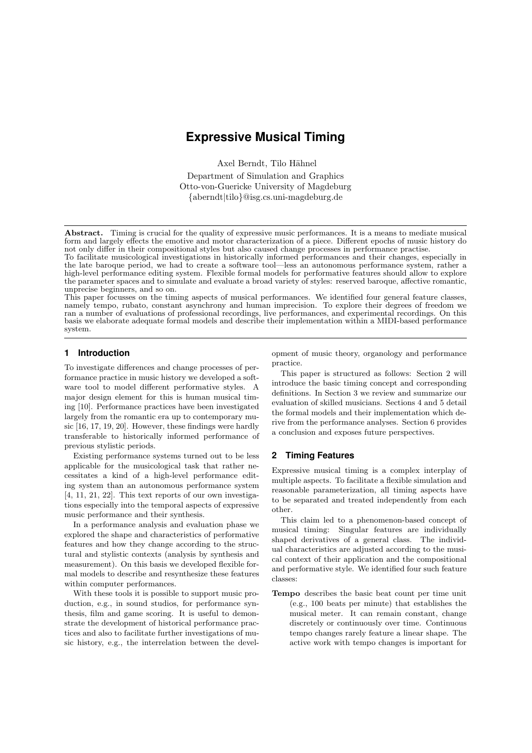# Expressive Musical Timing

Axel Berndt, Tilo Hähnel

Department of Simulation and Graphics
Otto-von-Guericke University of Magdeburg
{aberndt|tilo}@isg.cs.uni-magdeburg.de

**Abstract.** Timing is crucial for the quality of expressive music performances. It is a means to mediate musical form and largely effects the emotive and motor characterization of a piece. Different epochs of music history do not only differ in their compositional styles but also caused change processes in performance practise.
To facilitate musicological investigations in historically informed performances and their changes, especially in the late baroque period, we had to create a software tool—less an autonomous performance system, rather a high-level performance editing system. Flexible formal models for performative features should allow to explore the parameter spaces and to simulate and evaluate a broad variety of styles: reserved baroque, affective romantic, unprecise beginners, and so on.
This paper focusses on the timing aspects of musical performances. We identified four general feature classes, namely tempo, rubato, constant asynchrony and human imprecision. To explore their degrees of freedom we ran a number of evaluations of professional recordings, live performances, and experimental recordings. On this basis we elaborate adequate formal models and describe their implementation within a MIDI-based performance system.

## 1 Introduction

To investigate differences and change processes of performance practice in music history we developed a software tool to model different performative styles. A major design element for this is human musical timing [10]. Performance practices have been investigated largely from the romantic era up to contemporary music [16, 17, 19, 20]. However, these findings were hardly transferable to historically informed performance of previous stylistic periods.

Existing performance systems turned out to be less applicable for the musicological task that rather necessitates a kind of a high-level performance editing system than an autonomous performance system [4, 11, 21, 22]. This text reports of our own investigations especially into the temporal aspects of expressive music performance and their synthesis.

In a performance analysis and evaluation phase we explored the shape and characteristics of performative features and how they change according to the structural and stylistic contexts (analysis by synthesis and measurement). On this basis we developed flexible formal models to describe and resynthesize these features within computer performances.

With these tools it is possible to support music production, e.g., in sound studios, for performance synthesis, film and game scoring. It is useful to demonstrate the development of historical performance practices and also to facilitate further investigations of music history, e.g., the interrelation between the development of music theory, organology and performance practice.

This paper is structured as follows: Section 2 will introduce the basic timing concept and corresponding definitions. In Section 3 we review and summarize our evaluation of skilled musicians. Sections 4 and 5 detail the formal models and their implementation which derive from the performance analyses. Section 6 provides a conclusion and exposes future perspectives.

## 2 Timing Features

Expressive musical timing is a complex interplay of multiple aspects. To facilitate a flexible simulation and reasonable parameterization, all timing aspects have to be separated and treated independently from each other.

This claim led to a phenomenon-based concept of musical timing: Singular features are individually shaped derivatives of a general class. The individual characteristics are adjusted according to the musical context of their application and the compositional and performative style. We identified four such feature classes:

**Tempo** describes the basic beat count per time unit (e.g., 100 beats per minute) that establishes the musical meter. It can remain constant, change discretely or continuously over time. Continuous tempo changes rarely feature a linear shape. The active work with tempo changes is important for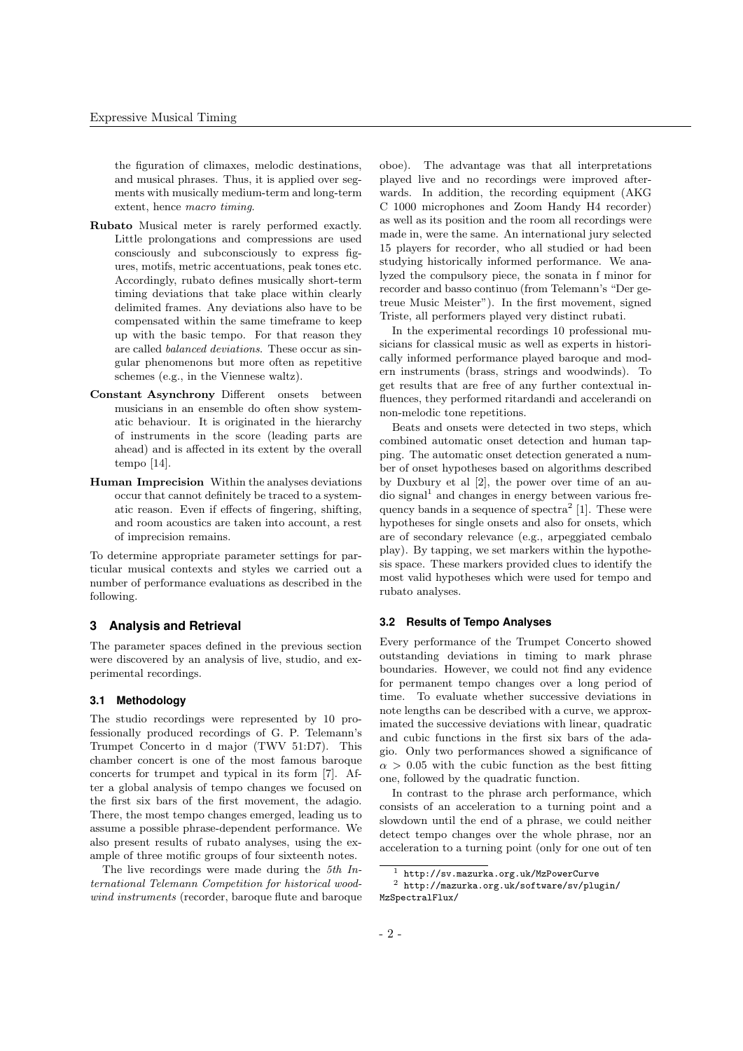the figuration of climaxes, melodic destinations, and musical phrases. Thus, it is applied over segments with musically medium-term and long-term extent, hence *macro timing*.

**Rubato** Musical meter is rarely performed exactly. Little prolongations and compressions are used consciously and subconsciously to express figures, motifs, metric accentuations, peak tones etc. Accordingly, rubato defines musically short-term timing deviations that take place within clearly delimited frames. Any deviations also have to be compensated within the same timeframe to keep up with the basic tempo. For that reason they are called *balanced deviations*. These occur as singular phenomenons but more often as repetitive schemes (e.g., in the Viennese waltz).

**Constant Asynchrony** Different onsets between musicians in an ensemble do often show systematic behaviour. It is originated in the hierarchy of instruments in the score (leading parts are ahead) and is affected in its extent by the overall tempo [14].

**Human Imprecision** Within the analyses deviations occur that cannot definitely be traced to a systematic reason. Even if effects of fingering, shifting, and room acoustics are taken into account, a rest of imprecision remains.

To determine appropriate parameter settings for particular musical contexts and styles we carried out a number of performance evaluations as described in the following.

## 3 Analysis and Retrieval

The parameter spaces defined in the previous section were discovered by an analysis of live, studio, and experimental recordings.

### 3.1 Methodology

The studio recordings were represented by 10 professionally produced recordings of G. P. Telemann's Trumpet Concerto in d major (TWV 51:D7). This chamber concert is one of the most famous baroque concerts for trumpet and typical in its form [7]. After a global analysis of tempo changes we focused on the first six bars of the first movement, the adagio. There, the most tempo changes emerged, leading us to assume a possible phrase-dependent performance. We also present results of rubato analyses, using the example of three motific groups of four sixteenth notes.

The live recordings were made during the *5th International Telemann Competition for historical woodwind instruments* (recorder, baroque flute and baroque oboe). The advantage was that all interpretations played live and no recordings were improved afterwards. In addition, the recording equipment (AKG C 1000 microphones and Zoom Handy H4 recorder) as well as its position and the room all recordings were made in, were the same. An international jury selected 15 players for recorder, who all studied or had been studying historically informed performance. We analyzed the compulsory piece, the sonata in f minor for recorder and basso continuo (from Telemann's "Der getreue Music Meister"). In the first movement, signed Triste, all performers played very distinct rubati.

In the experimental recordings 10 professional musicians for classical music as well as experts in historically informed performance played baroque and modern instruments (brass, strings and woodwinds). To get results that are free of any further contextual influences, they performed ritardandi and accelerandi on non-melodic tone repetitions.

Beats and onsets were detected in two steps, which combined automatic onset detection and human tapping. The automatic onset detection generated a number of onset hypotheses based on algorithms described by Duxbury et al [2], the power over time of an audio signal[1] and changes in energy between various frequency bands in a sequence of spectra[2] [1]. These were hypotheses for single onsets and also for onsets, which are of secondary relevance (e.g., arpeggiated cembalo play). By tapping, we set markers within the hypothesis space. These markers provided clues to identify the most valid hypotheses which were used for tempo and rubato analyses.

### 3.2 Results of Tempo Analyses

Every performance of the Trumpet Concerto showed outstanding deviations in timing to mark phrase boundaries. However, we could not find any evidence for permanent tempo changes over a long period of time. To evaluate whether successive deviations in note lengths can be described with a curve, we approximated the successive deviations with linear, quadratic and cubic functions in the first six bars of the adagio. Only two performances showed a significance of $\alpha > 0.05$ with the cubic function as the best fitting one, followed by the quadratic function.

In contrast to the phrase arch performance, which consists of an acceleration to a turning point and a slowdown until the end of a phrase, we could neither detect tempo changes over the whole phrase, nor an acceleration to a turning point (only for one out of ten

[1] http://sv.mazurka.org.uk/MzPowerCurve

[2] http://mazurka.org.uk/software/sv/plugin/MzSpectralFlux/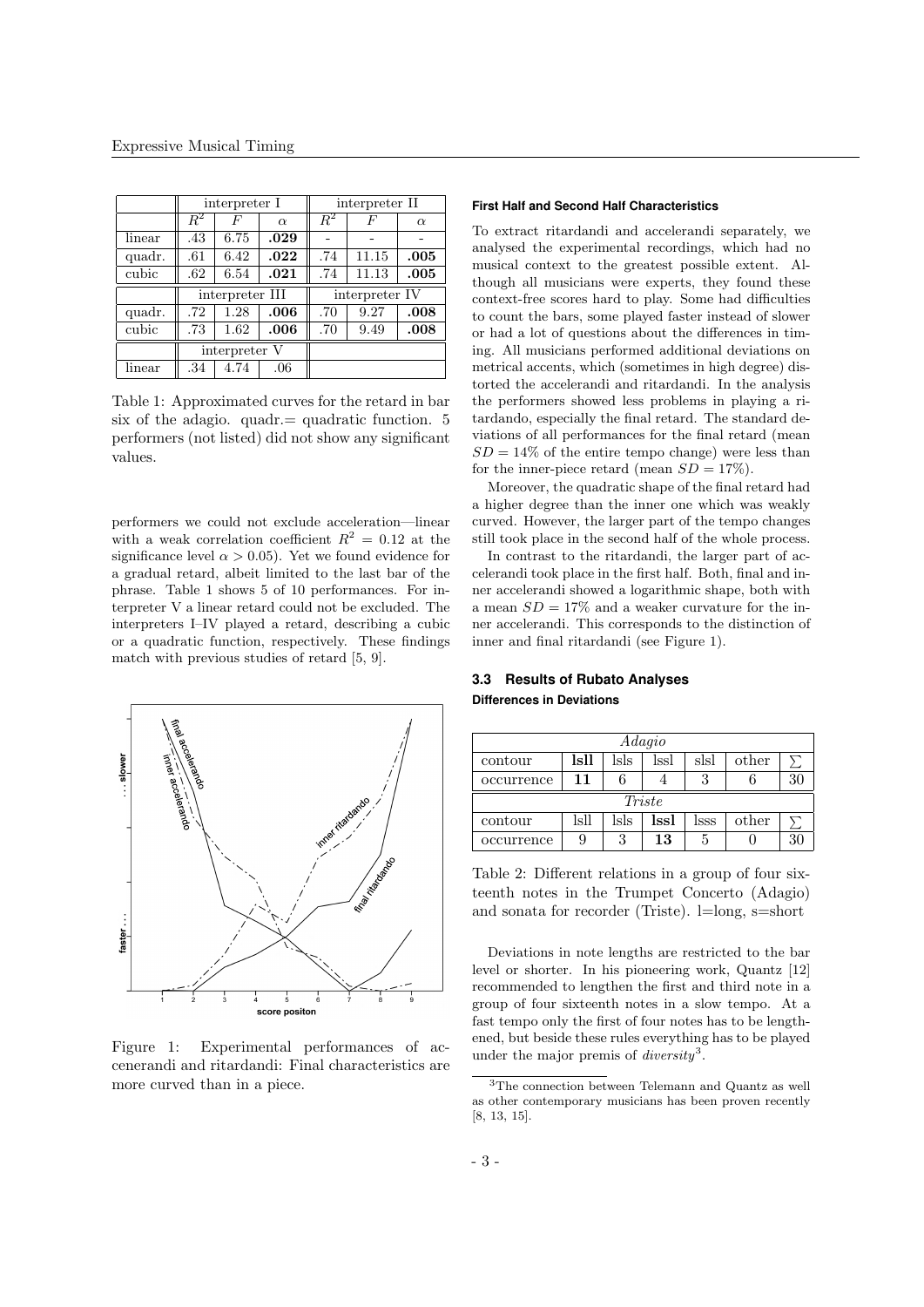| | interpreter I | | | interpreter II | | |
|---|---|---|---|---|---|---|
| | $R^2$ | $F$ | $\alpha$ | $R^2$ | $F$ | $\alpha$ |
| linear | .43 | 6.75 | **.029** | - | - | - |
| quadr. | .61 | 6.42 | **.022** | .74 | 11.15 | **.005** |
| cubic | .62 | 6.54 | **.021** | .74 | 11.13 | **.005** |
| | interpreter III | | | interpreter IV | | |
| quadr. | .72 | 1.28 | **.006** | .70 | 9.27 | **.008** |
| cubic | .73 | 1.62 | **.006** | .70 | 9.49 | **.008** |
| | interpreter V | | | | | |
| linear | .34 | 4.74 | .06 | | | |

Table 1: Approximated curves for the retard in bar six of the adagio. quadr.= quadratic function. 5 performers (not listed) did not show any significant values.

performers we could not exclude acceleration—linear with a weak correlation coefficient $R^2 = 0.12$ at the significance level $\alpha > 0.05$). Yet we found evidence for a gradual retard, albeit limited to the last bar of the phrase. Table 1 shows 5 of 10 performances. For interpreter V a linear retard could not be excluded. The interpreters I–IV played a retard, describing a cubic or a quadratic function, respectively. These findings match with previous studies of retard [5, 9].

Figure 1: Experimental performances of accenerandi and ritardandi: Final characteristics are more curved than in a piece.

**First Half and Second Half Characteristics**

To extract ritardandi and accelerandi separately, we analysed the experimental recordings, which had no musical context to the greatest possible extent. Although all musicians were experts, they found these context-free scores hard to play. Some had difficulties to count the bars, some played faster instead of slower or had a lot of questions about the differences in timing. All musicians performed additional deviations on metrical accents, which (sometimes in high degree) distorted the accelerandi and ritardandi. In the analysis the performers showed less problems in playing a ritardando, especially the final retard. The standard deviations of all performances for the final retard (mean $SD = 14\%$ of the entire tempo change) were less than for the inner-piece retard (mean $SD = 17\%$).

Moreover, the quadratic shape of the final retard had a higher degree than the inner one which was weakly curved. However, the larger part of the tempo changes still took place in the second half of the whole process.

In contrast to the ritardandi, the larger part of accelerandi took place in the first half. Both, final and inner accelerandi showed a logarithmic shape, both with a mean $SD = 17\%$ and a weaker curvature for the inner accelerandi. This corresponds to the distinction of inner and final ritardandi (see Figure 1).

### 3.3 Results of Rubato Analyses

**Differences in Deviations**

| *Adagio* | | | | | | |
|---|---|---|---|---|---|---|
| contour | **lsll** | lsls | lssl | slsl | other | $\sum$ |
| occurrence | **11** | 6 | 4 | 3 | 6 | 30 |
| *Triste* | | | | | | |
| contour | lsll | lsls | **lssl** | lsss | other | $\sum$ |
| occurrence | 9 | 3 | **13** | 5 | 0 | 30 |

Table 2: Different relations in a group of four sixteenth notes in the Trumpet Concerto (Adagio) and sonata for recorder (Triste). l=long, s=short

Deviations in note lengths are restricted to the bar level or shorter. In his pioneering work, Quantz [12] recommended to lengthen the first and third note in a group of four sixteenth notes in a slow tempo. At a fast tempo only the first of four notes has to be lengthened, but beside these rules everything has to be played under the major premis of *diversity*[3].

[3]The connection between Telemann and Quantz as well as other contemporary musicians has been proven recently [8, 13, 15].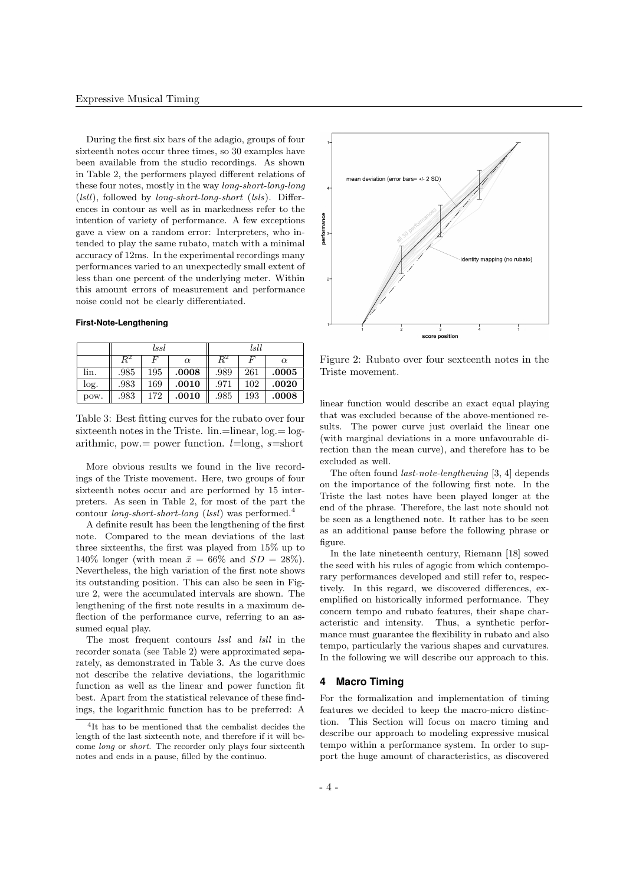During the first six bars of the adagio, groups of four sixteenth notes occur three times, so 30 examples have been available from the studio recordings. As shown in Table 2, the performers played different relations of these four notes, mostly in the way *long-short-long-long* (*lsll*), followed by *long-short-long-short* (*lsls*). Differences in contour as well as in markedness refer to the intention of variety of performance. A few exceptions gave a view on a random error: Interpreters, who intended to play the same rubato, match with a minimal accuracy of 12ms. In the experimental recordings many performances varied to an unexpectedly small extent of less than one percent of the underlying meter. Within this amount errors of measurement and performance noise could not be clearly differentiated.

#### First-Note-Lengthening

| | *lssl* | | | *lsll* | | |
|---|---|---|---|---|---|---|
| | $R^2$ | $F$ | $\alpha$ | $R^2$ | $F$ | $\alpha$ |
| lin. | .985 | 195 | **.0008** | .989 | 261 | **.0005** |
| log. | .983 | 169 | **.0010** | .971 | 102 | **.0020** |
| pow. | .983 | 172 | **.0010** | .985 | 193 | **.0008** |

Table 3: Best fitting curves for the rubato over four sixteenth notes in the Triste. lin.=linear, log.= logarithmic, pow.= power function. $l$=long, $s$=short

More obvious results we found in the live recordings of the Triste movement. Here, two groups of four sixteenth notes occur and are performed by 15 interpreters. As seen in Table 2, for most of the part the contour *long-short-short-long* (*lssl*) was performed.[4]

A definite result has been the lengthening of the first note. Compared to the mean deviations of the last three sixteenths, the first was played from 15% up to 140% longer (with mean $\bar{x} = 66\%$ and $SD = 28\%$). Nevertheless, the high variation of the first note shows its outstanding position. This can also be seen in Figure 2, were the accumulated intervals are shown. The lengthening of the first note results in a maximum deflection of the performance curve, referring to an assumed equal play.

The most frequent contours *lssl* and *lsll* in the recorder sonata (see Table 2) were approximated separately, as demonstrated in Table 3. As the curve does not describe the relative deviations, the logarithmic function as well as the linear and power function fit best. Apart from the statistical relevance of these findings, the logarithmic function has to be preferred: A linear function would describe an exact equal playing that was excluded because of the above-mentioned results. The power curve just overlaid the linear one (with marginal deviations in a more unfavourable direction than the mean curve), and therefore has to be excluded as well.

[4] It has to be mentioned that the cembalist decides the length of the last sixteenth note, and therefore if it will become *long* or *short*. The recorder only plays four sixteenth notes and ends in a pause, filled by the continuo.

Figure 2: Rubato over four sexteenth notes in the Triste movement.

The often found *last-note-lengthening* [3, 4] depends on the importance of the following first note. In the Triste the last notes have been played longer at the end of the phrase. Therefore, the last note should not be seen as a lengthened note. It rather has to be seen as an additional pause before the following phrase or figure.

In the late nineteenth century, Riemann [18] sowed the seed with his rules of agogic from which contemporary performances developed and still refer to, respectively. In this regard, we discovered differences, exemplified on historically informed performance. They concern tempo and rubato features, their shape characteristic and intensity. Thus, a synthetic performance must guarantee the flexibility in rubato and also tempo, particularly the various shapes and curvatures. In the following we will describe our approach to this.

## 4 Macro Timing

For the formalization and implementation of timing features we decided to keep the macro-micro distinction. This Section will focus on macro timing and describe our approach to modeling expressive musical tempo within a performance system. In order to support the huge amount of characteristics, as discovered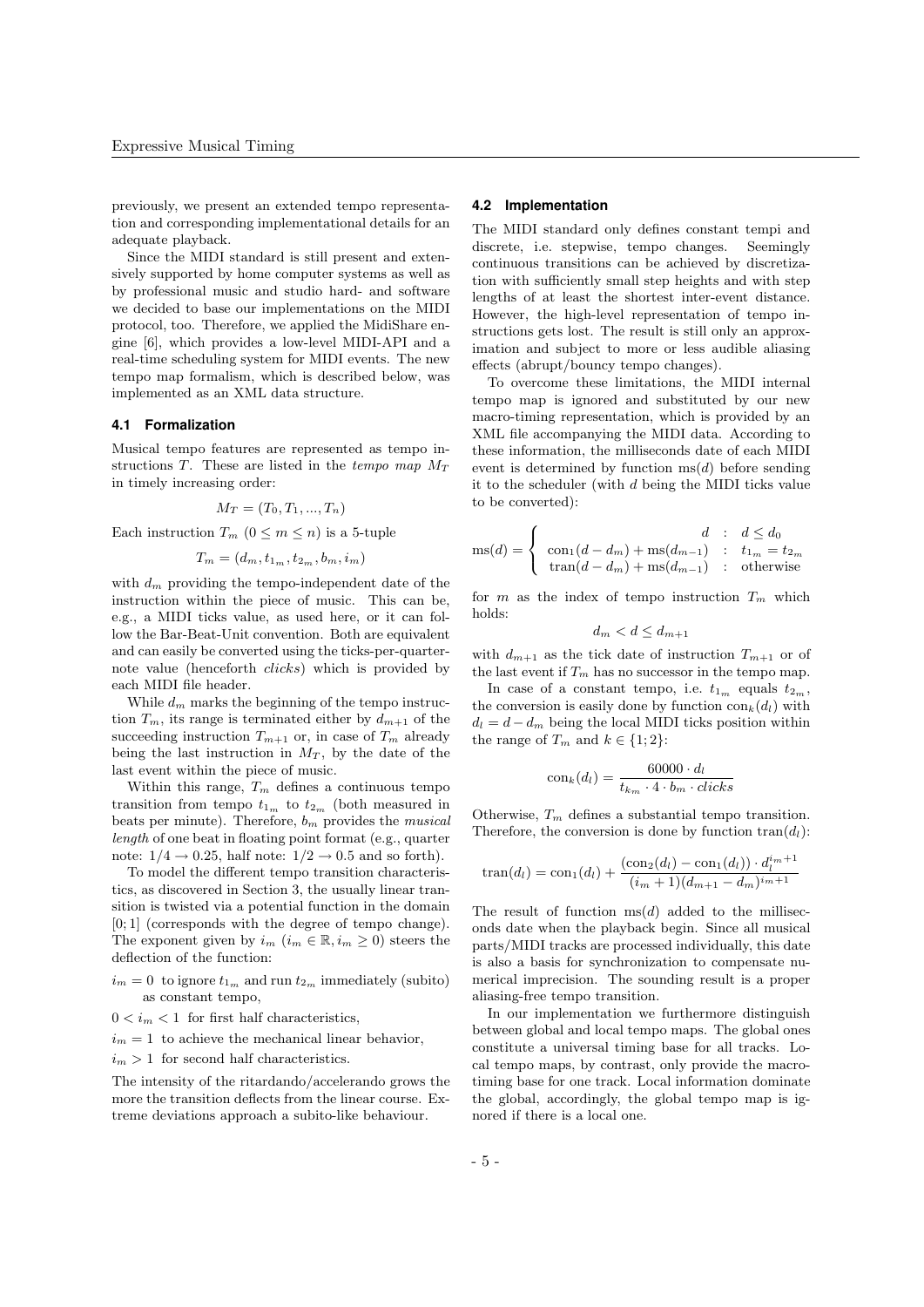previously, we present an extended tempo representation and corresponding implementational details for an adequate playback.

Since the MIDI standard is still present and extensively supported by home computer systems as well as by professional music and studio hard- and software we decided to base our implementations on the MIDI protocol, too. Therefore, we applied the MidiShare engine [6], which provides a low-level MIDI-API and a real-time scheduling system for MIDI events. The new tempo map formalism, which is described below, was implemented as an XML data structure.

### 4.1 Formalization

Musical tempo features are represented as tempo instructions $T$. These are listed in the *tempo map* $M_T$ in timely increasing order:

$$M_T = (T_0, T_1, ..., T_n)$$

Each instruction $T_m$ $(0 \leq m \leq n)$ is a 5-tuple

$$T_m = (d_m, t_{1_m}, t_{2_m}, b_m, i_m)$$

with $d_m$ providing the tempo-independent date of the instruction within the piece of music. This can be, e.g., a MIDI ticks value, as used here, or it can follow the Bar-Beat-Unit convention. Both are equivalent and can easily be converted using the ticks-per-quarter-note value (henceforth *clicks*) which is provided by each MIDI file header.

While $d_m$ marks the beginning of the tempo instruction $T_m$, its range is terminated either by $d_{m+1}$ of the succeeding instruction $T_{m+1}$ or, in case of $T_m$ already being the last instruction in $M_T$, by the date of the last event within the piece of music.

Within this range, $T_m$ defines a continuous tempo transition from tempo $t_{1_m}$ to $t_{2_m}$ (both measured in beats per minute). Therefore, $b_m$ provides the *musical length* of one beat in floating point format (e.g., quarter note: $1/4 \rightarrow 0.25$, half note: $1/2 \rightarrow 0.5$ and so forth).

To model the different tempo transition characteristics, as discovered in Section 3, the usually linear transition is twisted via a potential function in the domain $[0; 1]$ (corresponds with the degree of tempo change). The exponent given by $i_m$ $(i_m \in \mathbb{R}, i_m \geq 0)$ steers the deflection of the function:

- $i_m = 0$ to ignore $t_{1_m}$ and run $t_{2_m}$ immediately (subito) as constant tempo,
- $0 < i_m < 1$ for first half characteristics,
- $i_m = 1$ to achieve the mechanical linear behavior,
- $i_m > 1$ for second half characteristics.

The intensity of the ritardando/accelerando grows the more the transition deflects from the linear course. Extreme deviations approach a subito-like behaviour.

### 4.2 Implementation

The MIDI standard only defines constant tempi and discrete, i.e. stepwise, tempo changes. Seemingly continuous transitions can be achieved by discretization with sufficiently small step heights and with step lengths of at least the shortest inter-event distance. However, the high-level representation of tempo instructions gets lost. The result is still only an approximation and subject to more or less audible aliasing effects (abrupt/bouncy tempo changes).

To overcome these limitations, the MIDI internal tempo map is ignored and substituted by our new macro-timing representation, which is provided by an XML file accompanying the MIDI data. According to these information, the milliseconds date of each MIDI event is determined by function $\text{ms}(d)$ before sending it to the scheduler (with $d$ being the MIDI ticks value to be converted):

$$\text{ms}(d) = \begin{cases} d & : \; d \leq d_0 \\ \text{con}_1(d - d_m) + \text{ms}(d_{m-1}) & : \; t_{1_m} = t_{2_m} \\ \text{tran}(d - d_m) + \text{ms}(d_{m-1}) & : \; \text{otherwise} \end{cases}$$

for $m$ as the index of tempo instruction $T_m$ which holds:

$$d_m < d \leq d_{m+1}$$

with $d_{m+1}$ as the tick date of instruction $T_{m+1}$ or of the last event if $T_m$ has no successor in the tempo map.

In case of a constant tempo, i.e. $t_{1_m}$ equals $t_{2_m}$, the conversion is easily done by function $\text{con}_k(d_l)$ with $d_l = d - d_m$ being the local MIDI ticks position within the range of $T_m$ and $k \in \{1; 2\}$:

$$\text{con}_k(d_l) = \frac{60000 \cdot d_l}{t_{k_m} \cdot 4 \cdot b_m \cdot clicks}$$

Otherwise, $T_m$ defines a substantial tempo transition. Therefore, the conversion is done by function $\text{tran}(d_l)$:

$$\text{tran}(d_l) = \text{con}_1(d_l) + \frac{(\text{con}_2(d_l) - \text{con}_1(d_l)) \cdot d_l^{i_m+1}}{(i_m + 1)(d_{m+1} - d_m)^{i_m+1}}$$

The result of function $\text{ms}(d)$ added to the milliseconds date when the playback begin. Since all musical parts/MIDI tracks are processed individually, this date is also a basis for synchronization to compensate numerical imprecision. The sounding result is a proper aliasing-free tempo transition.

In our implementation we furthermore distinguish between global and local tempo maps. The global ones constitute a universal timing base for all tracks. Local tempo maps, by contrast, only provide the macro-timing base for one track. Local information dominate the global, accordingly, the global tempo map is ignored if there is a local one.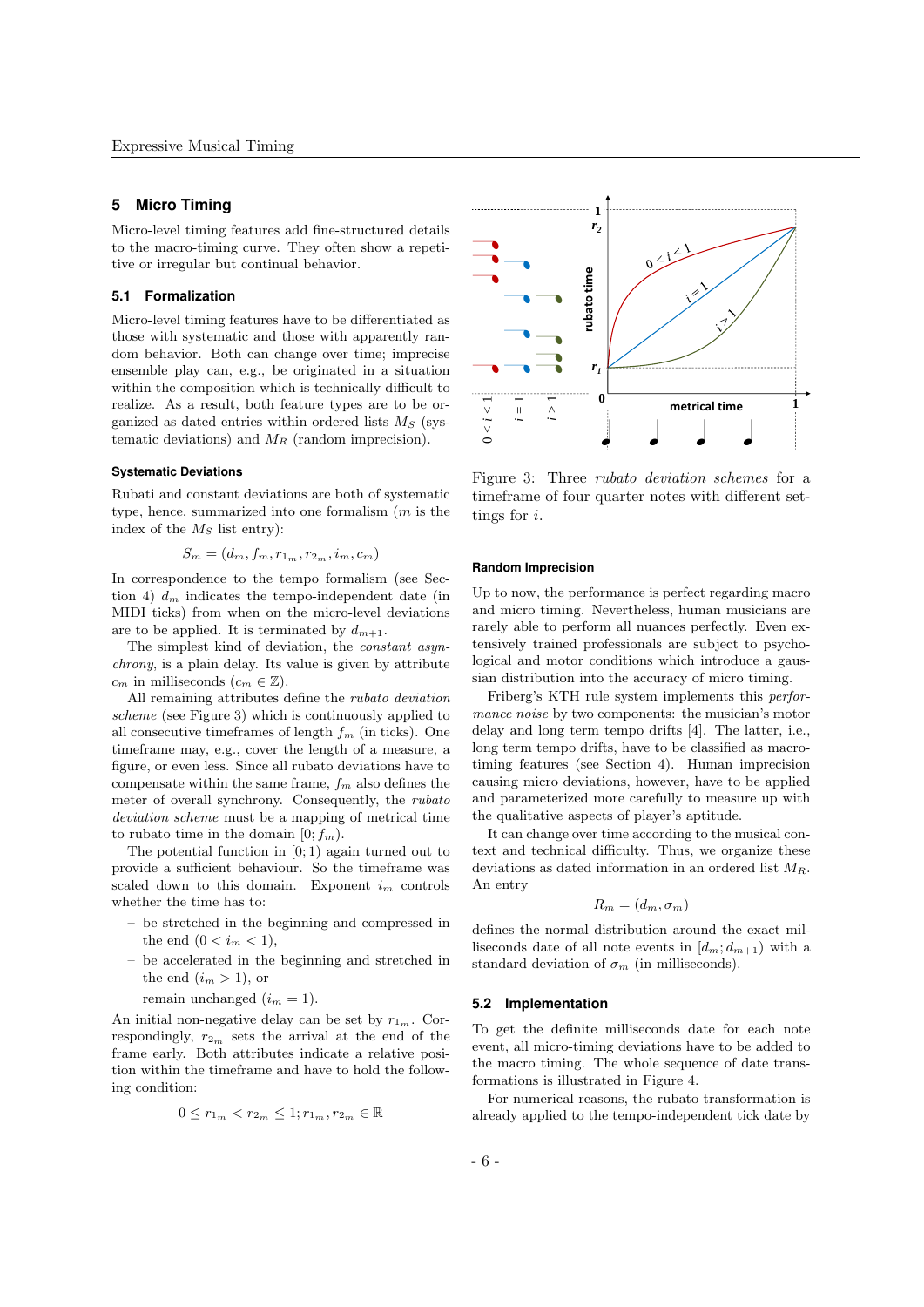## 5 Micro Timing

Micro-level timing features add fine-structured details to the macro-timing curve. They often show a repetitive or irregular but continual behavior.

### 5.1 Formalization

Micro-level timing features have to be differentiated as those with systematic and those with apparently random behavior. Both can change over time; imprecise ensemble play can, e.g., be originated in a situation within the composition which is technically difficult to realize. As a result, both feature types are to be organized as dated entries within ordered lists $M_S$ (systematic deviations) and $M_R$ (random imprecision).

#### Systematic Deviations

Rubati and constant deviations are both of systematic type, hence, summarized into one formalism ($m$ is the index of the $M_S$ list entry):

$$S_m = (d_m, f_m, r_{1_m}, r_{2_m}, i_m, c_m)$$

In correspondence to the tempo formalism (see Section 4) $d_m$ indicates the tempo-independent date (in MIDI ticks) from when on the micro-level deviations are to be applied. It is terminated by $d_{m+1}$.

The simplest kind of deviation, the *constant asynchrony*, is a plain delay. Its value is given by attribute $c_m$ in milliseconds ($c_m \in \mathbb{Z}$).

All remaining attributes define the *rubato deviation scheme* (see Figure 3) which is continuously applied to all consecutive timeframes of length $f_m$ (in ticks). One timeframe may, e.g., cover the length of a measure, a figure, or even less. Since all rubato deviations have to compensate within the same frame, $f_m$ also defines the meter of overall synchrony. Consequently, the *rubato deviation scheme* must be a mapping of metrical time to rubato time in the domain $[0; f_m)$.

The potential function in $[0; 1)$ again turned out to provide a sufficient behaviour. So the timeframe was scaled down to this domain. Exponent $i_m$ controls whether the time has to:

- be stretched in the beginning and compressed in the end ($0 < i_m < 1$),
- be accelerated in the beginning and stretched in the end ($i_m > 1$), or
- remain unchanged ($i_m = 1$).

An initial non-negative delay can be set by $r_{1_m}$. Correspondingly, $r_{2_m}$ sets the arrival at the end of the frame early. Both attributes indicate a relative position within the timeframe and have to hold the following condition:

$$0 \leq r_{1_m} < r_{2_m} \leq 1; r_{1_m}, r_{2_m} \in \mathbb{R}$$

Figure 3: Three *rubato deviation schemes* for a timeframe of four quarter notes with different settings for $i$.

#### Random Imprecision

Up to now, the performance is perfect regarding macro and micro timing. Nevertheless, human musicians are rarely able to perform all nuances perfectly. Even extensively trained professionals are subject to psychological and motor conditions which introduce a gaussian distribution into the accuracy of micro timing.

Friberg's KTH rule system implements this *performance noise* by two components: the musician's motor delay and long term tempo drifts [4]. The latter, i.e., long term tempo drifts, have to be classified as macro-timing features (see Section 4). Human imprecision causing micro deviations, however, have to be applied and parameterized more carefully to measure up with the qualitative aspects of player's aptitude.

It can change over time according to the musical context and technical difficulty. Thus, we organize these deviations as dated information in an ordered list $M_R$. An entry

$$R_m = (d_m, \sigma_m)$$

defines the normal distribution around the exact milliseconds date of all note events in $[d_m; d_{m+1})$ with a standard deviation of $\sigma_m$ (in milliseconds).

### 5.2 Implementation

To get the definite milliseconds date for each note event, all micro-timing deviations have to be added to the macro timing. The whole sequence of date transformations is illustrated in Figure 4.

For numerical reasons, the rubato transformation is already applied to the tempo-independent tick date by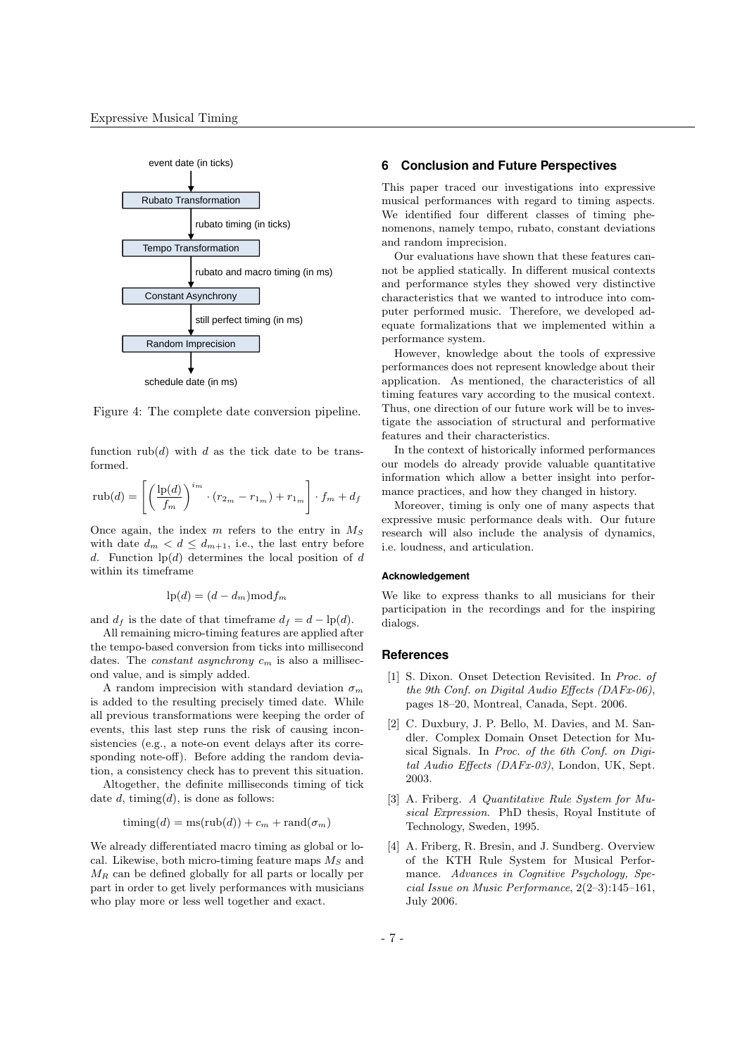Figure 4: The complete date conversion pipeline.

function $\text{rub}(d)$ with $d$ as the tick date to be transformed.

$$\text{rub}(d) = \left[ \left( \frac{\text{lp}(d)}{f_m} \right)^{i_m} \cdot (r_{2_m} - r_{1_m}) + r_{1_m} \right] \cdot f_m + d_f$$

Once again, the index $m$ refers to the entry in $M_S$ with date $d_m < d \leq d_{m+1}$, i.e., the last entry before $d$. Function $\text{lp}(d)$ determines the local position of $d$ within its timeframe

$$\text{lp}(d) = (d - d_m) \bmod f_m$$

and $d_f$ is the date of that timeframe $d_f = d - \text{lp}(d)$.

All remaining micro-timing features are applied after the tempo-based conversion from ticks into millisecond dates. The *constant asynchrony* $c_m$ is also a millisecond value, and is simply added.

A random imprecision with standard deviation $\sigma_m$ is added to the resulting precisely timed date. While all previous transformations were keeping the order of events, this last step runs the risk of causing inconsistencies (e.g., a note-on event delays after its corresponding note-off). Before adding the random deviation, a consistency check has to prevent this situation.

Altogether, the definite milliseconds timing of tick date $d$, $\text{timing}(d)$, is done as follows:

$$\text{timing}(d) = \text{ms}(\text{rub}(d)) + c_m + \text{rand}(\sigma_m)$$

We already differentiated macro timing as global or local. Likewise, both micro-timing feature maps $M_S$ and $M_R$ can be defined globally for all parts or locally per part in order to get lively performances with musicians who play more or less well together and exact.

## 6 Conclusion and Future Perspectives

This paper traced our investigations into expressive musical performances with regard to timing aspects. We identified four different classes of timing phenomenons, namely tempo, rubato, constant deviations and random imprecision.

Our evaluations have shown that these features cannot be applied statically. In different musical contexts and performance styles they showed very distinctive characteristics that we wanted to introduce into computer performed music. Therefore, we developed adequate formalizations that we implemented within a performance system.

However, knowledge about the tools of expressive performances does not represent knowledge about their application. As mentioned, the characteristics of all timing features vary according to the musical context. Thus, one direction of our future work will be to investigate the association of structural and performative features and their characteristics.

In the context of historically informed performances our models do already provide valuable quantitative information which allow a better insight into performance practices, and how they changed in history.

Moreover, timing is only one of many aspects that expressive music performance deals with. Our future research will also include the analysis of dynamics, i.e. loudness, and articulation.

#### Acknowledgement

We like to express thanks to all musicians for their participation in the recordings and for the inspiring dialogs.

## References

[1] S. Dixon. Onset Detection Revisited. In *Proc. of the 9th Conf. on Digital Audio Effects (DAFx-06)*, pages 18–20, Montreal, Canada, Sept. 2006.

[2] C. Duxbury, J. P. Bello, M. Davies, and M. Sandler. Complex Domain Onset Detection for Musical Signals. In *Proc. of the 6th Conf. on Digital Audio Effects (DAFx-03)*, London, UK, Sept. 2003.

[3] A. Friberg. *A Quantitative Rule System for Musical Expression*. PhD thesis, Royal Institute of Technology, Sweden, 1995.

[4] A. Friberg, R. Bresin, and J. Sundberg. Overview of the KTH Rule System for Musical Performance. *Advances in Cognitive Psychology, Special Issue on Music Performance*, 2(2–3):145–161, July 2006.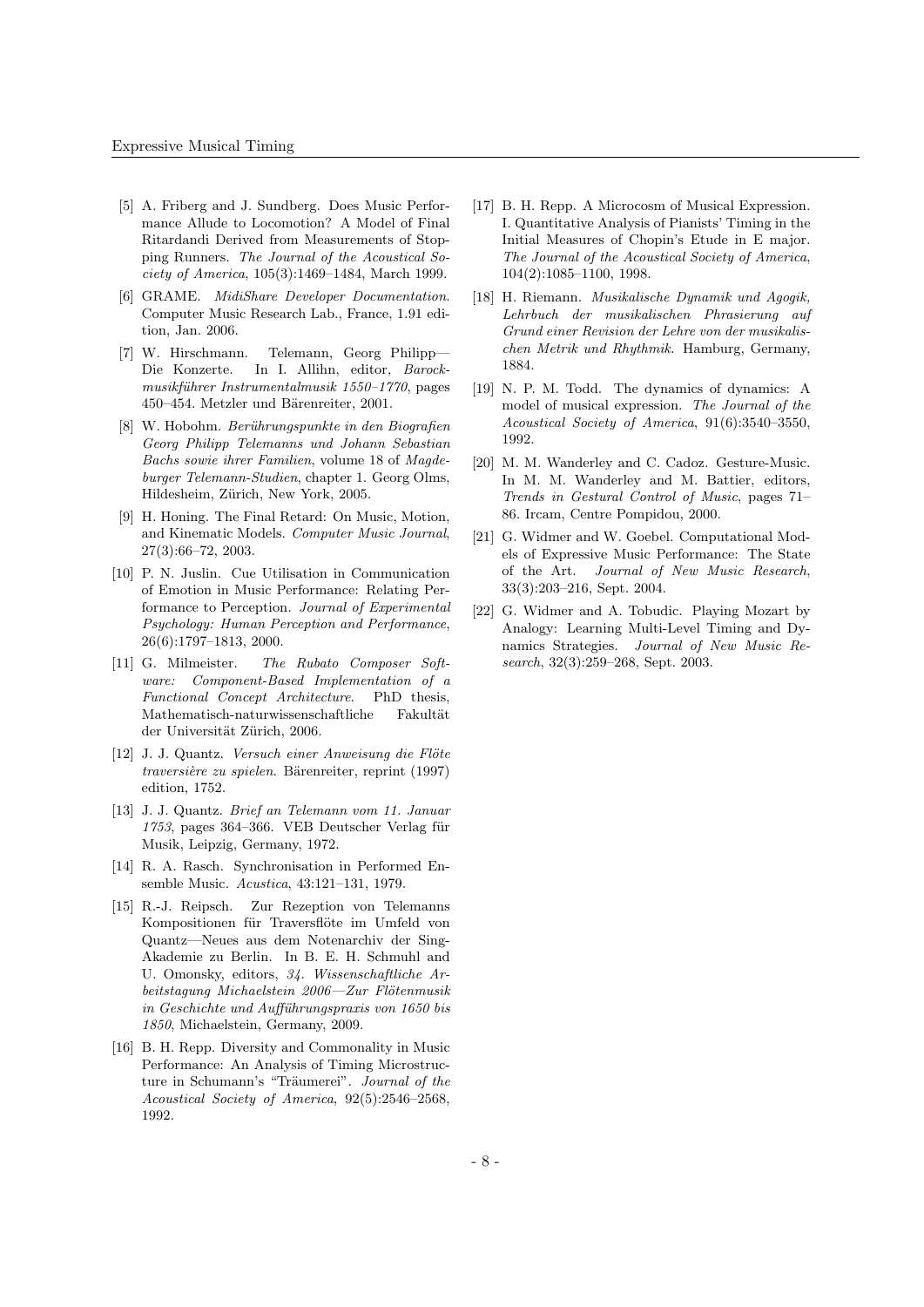[5] A. Friberg and J. Sundberg. Does Music Performance Allude to Locomotion? A Model of Final Ritardandi Derived from Measurements of Stopping Runners. *The Journal of the Acoustical Society of America*, 105(3):1469–1484, March 1999.

[6] GRAME. *MidiShare Developer Documentation.* Computer Music Research Lab., France, 1.91 edition, Jan. 2006.

[7] W. Hirschmann. Telemann, Georg Philipp—Die Konzerte. In I. Allihn, editor, *Barockmusikführer Instrumentalmusik 1550–1770*, pages 450–454. Metzler und Bärenreiter, 2001.

[8] W. Hobohm. *Berührungspunkte in den Biografien Georg Philipp Telemanns und Johann Sebastian Bachs sowie ihrer Familien*, volume 18 of *Magdeburger Telemann-Studien*, chapter 1. Georg Olms, Hildesheim, Zürich, New York, 2005.

[9] H. Honing. The Final Retard: On Music, Motion, and Kinematic Models. *Computer Music Journal*, 27(3):66–72, 2003.

[10] P. N. Juslin. Cue Utilisation in Communication of Emotion in Music Performance: Relating Performance to Perception. *Journal of Experimental Psychology: Human Perception and Performance*, 26(6):1797–1813, 2000.

[11] G. Milmeister. *The Rubato Composer Software: Component-Based Implementation of a Functional Concept Architecture.* PhD thesis, Mathematisch-naturwissenschaftliche Fakultät der Universität Zürich, 2006.

[12] J. J. Quantz. *Versuch einer Anweisung die Flöte traversière zu spielen.* Bärenreiter, reprint (1997) edition, 1752.

[13] J. J. Quantz. *Brief an Telemann vom 11. Januar 1753*, pages 364–366. VEB Deutscher Verlag für Musik, Leipzig, Germany, 1972.

[14] R. A. Rasch. Synchronisation in Performed Ensemble Music. *Acustica*, 43:121–131, 1979.

[15] R.-J. Reipsch. Zur Rezeption von Telemanns Kompositionen für Traversflöte im Umfeld von Quantz—Neues aus dem Notenarchiv der Sing-Akademie zu Berlin. In B. E. H. Schmuhl and U. Omonsky, editors, *34. Wissenschaftliche Arbeitstagung Michaelstein 2006—Zur Flötenmusik in Geschichte und Aufführungspraxis von 1650 bis 1850*, Michaelstein, Germany, 2009.

[16] B. H. Repp. Diversity and Commonality in Music Performance: An Analysis of Timing Microstructure in Schumann's "Träumerei". *Journal of the Acoustical Society of America*, 92(5):2546–2568, 1992.

[17] B. H. Repp. A Microcosm of Musical Expression. I. Quantitative Analysis of Pianists' Timing in the Initial Measures of Chopin's Etude in E major. *The Journal of the Acoustical Society of America*, 104(2):1085–1100, 1998.

[18] H. Riemann. *Musikalische Dynamik und Agogik, Lehrbuch der musikalischen Phrasierung auf Grund einer Revision der Lehre von der musikalischen Metrik und Rhythmik.* Hamburg, Germany, 1884.

[19] N. P. M. Todd. The dynamics of dynamics: A model of musical expression. *The Journal of the Acoustical Society of America*, 91(6):3540–3550, 1992.

[20] M. M. Wanderley and C. Cadoz. Gesture-Music. In M. M. Wanderley and M. Battier, editors, *Trends in Gestural Control of Music*, pages 71–86. Ircam, Centre Pompidou, 2000.

[21] G. Widmer and W. Goebel. Computational Models of Expressive Music Performance: The State of the Art. *Journal of New Music Research*, 33(3):203–216, Sept. 2004.

[22] G. Widmer and A. Tobudic. Playing Mozart by Analogy: Learning Multi-Level Timing and Dynamics Strategies. *Journal of New Music Research*, 32(3):259–268, Sept. 2003.